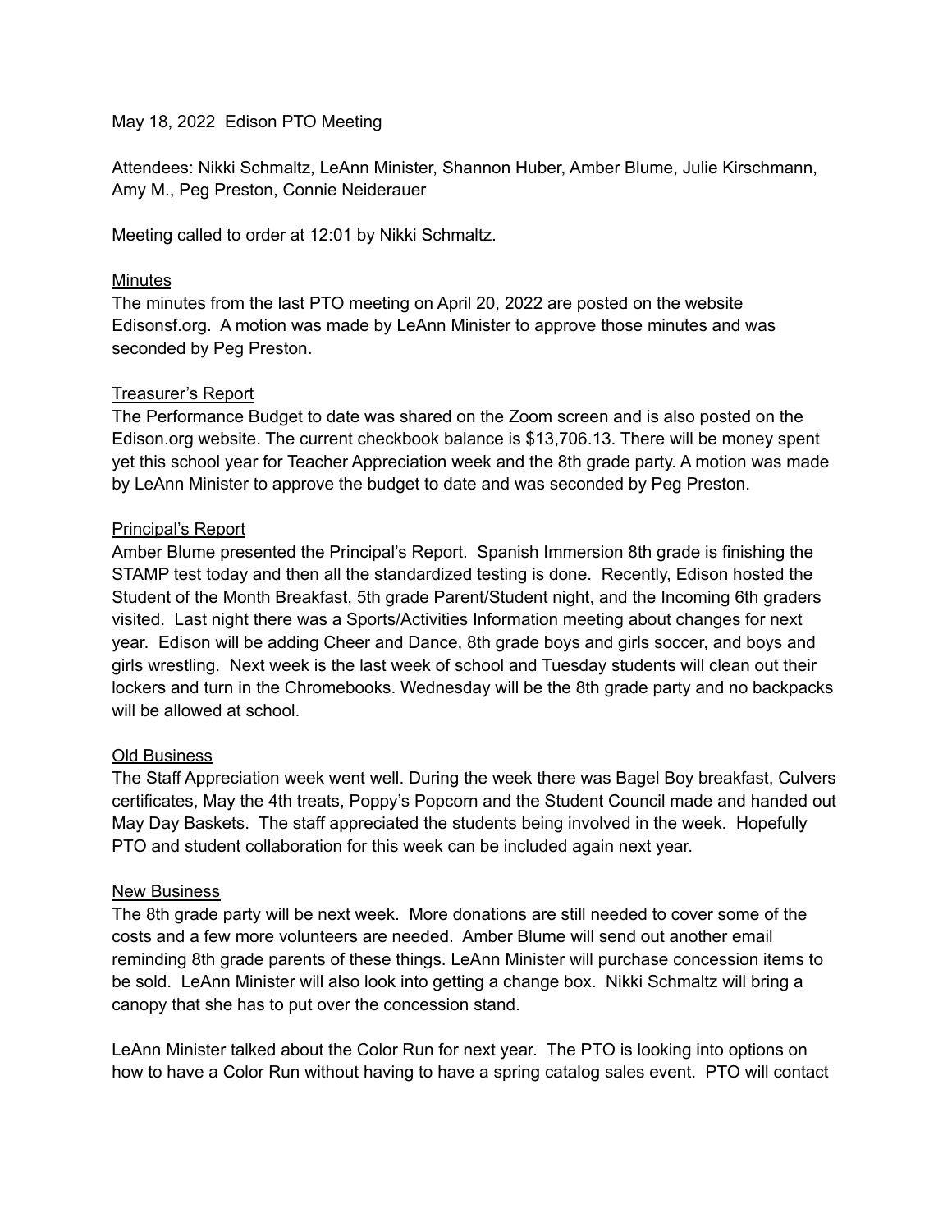May 18, 2022 Edison PTO Meeting

Attendees: Nikki Schmaltz, LeAnn Minister, Shannon Huber, Amber Blume, Julie Kirschmann, Amy M., Peg Preston, Connie Neiderauer

Meeting called to order at 12:01 by Nikki Schmaltz.

<u>Minutes</u>

The minutes from the last PTO meeting on April 20, 2022 are posted on the website Edisonsf.org. A motion was made by LeAnn Minister to approve those minutes and was seconded by Peg Preston.

<u>Treasurer's Report</u>

The Performance Budget to date was shared on the Zoom screen and is also posted on the Edison.org website. The current checkbook balance is $13,706.13. There will be money spent yet this school year for Teacher Appreciation week and the 8th grade party. A motion was made by LeAnn Minister to approve the budget to date and was seconded by Peg Preston.

<u>Principal's Report</u>

Amber Blume presented the Principal's Report. Spanish Immersion 8th grade is finishing the STAMP test today and then all the standardized testing is done. Recently, Edison hosted the Student of the Month Breakfast, 5th grade Parent/Student night, and the Incoming 6th graders visited. Last night there was a Sports/Activities Information meeting about changes for next year. Edison will be adding Cheer and Dance, 8th grade boys and girls soccer, and boys and girls wrestling. Next week is the last week of school and Tuesday students will clean out their lockers and turn in the Chromebooks. Wednesday will be the 8th grade party and no backpacks will be allowed at school.

<u>Old Business</u>

The Staff Appreciation week went well. During the week there was Bagel Boy breakfast, Culvers certificates, May the 4th treats, Poppy's Popcorn and the Student Council made and handed out May Day Baskets. The staff appreciated the students being involved in the week. Hopefully PTO and student collaboration for this week can be included again next year.

<u>New Business</u>

The 8th grade party will be next week. More donations are still needed to cover some of the costs and a few more volunteers are needed. Amber Blume will send out another email reminding 8th grade parents of these things. LeAnn Minister will purchase concession items to be sold. LeAnn Minister will also look into getting a change box. Nikki Schmaltz will bring a canopy that she has to put over the concession stand.

LeAnn Minister talked about the Color Run for next year. The PTO is looking into options on how to have a Color Run without having to have a spring catalog sales event. PTO will contact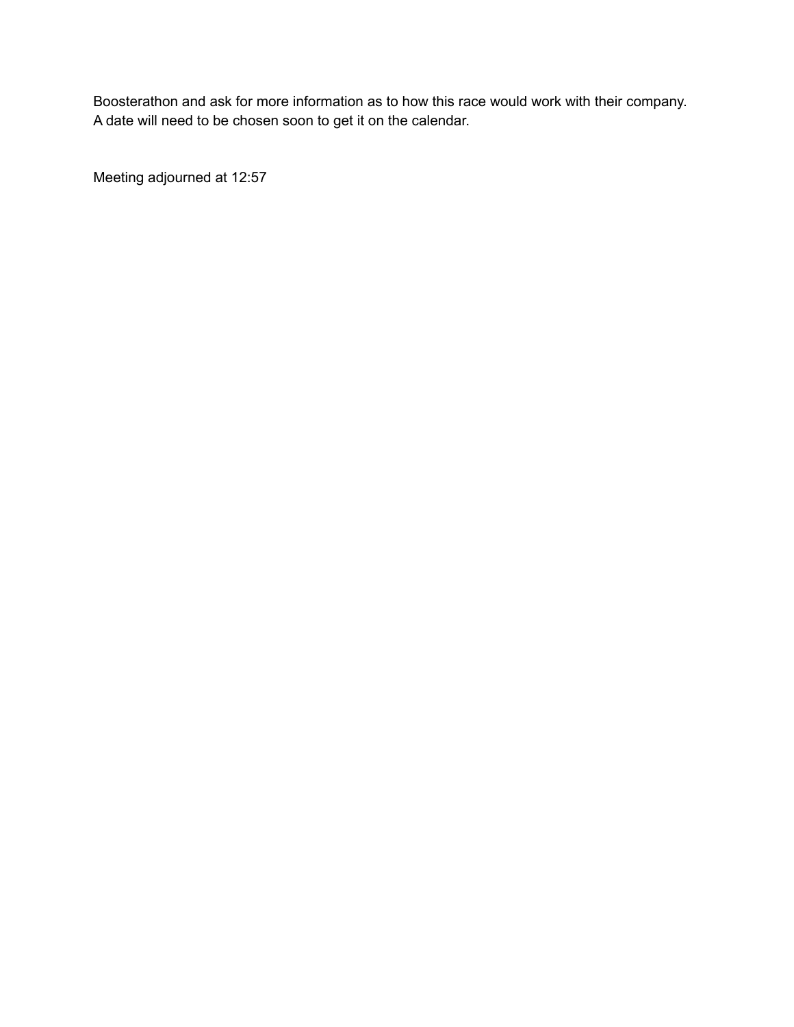Boosterathon and ask for more information as to how this race would work with their company. A date will need to be chosen soon to get it on the calendar.

Meeting adjourned at 12:57